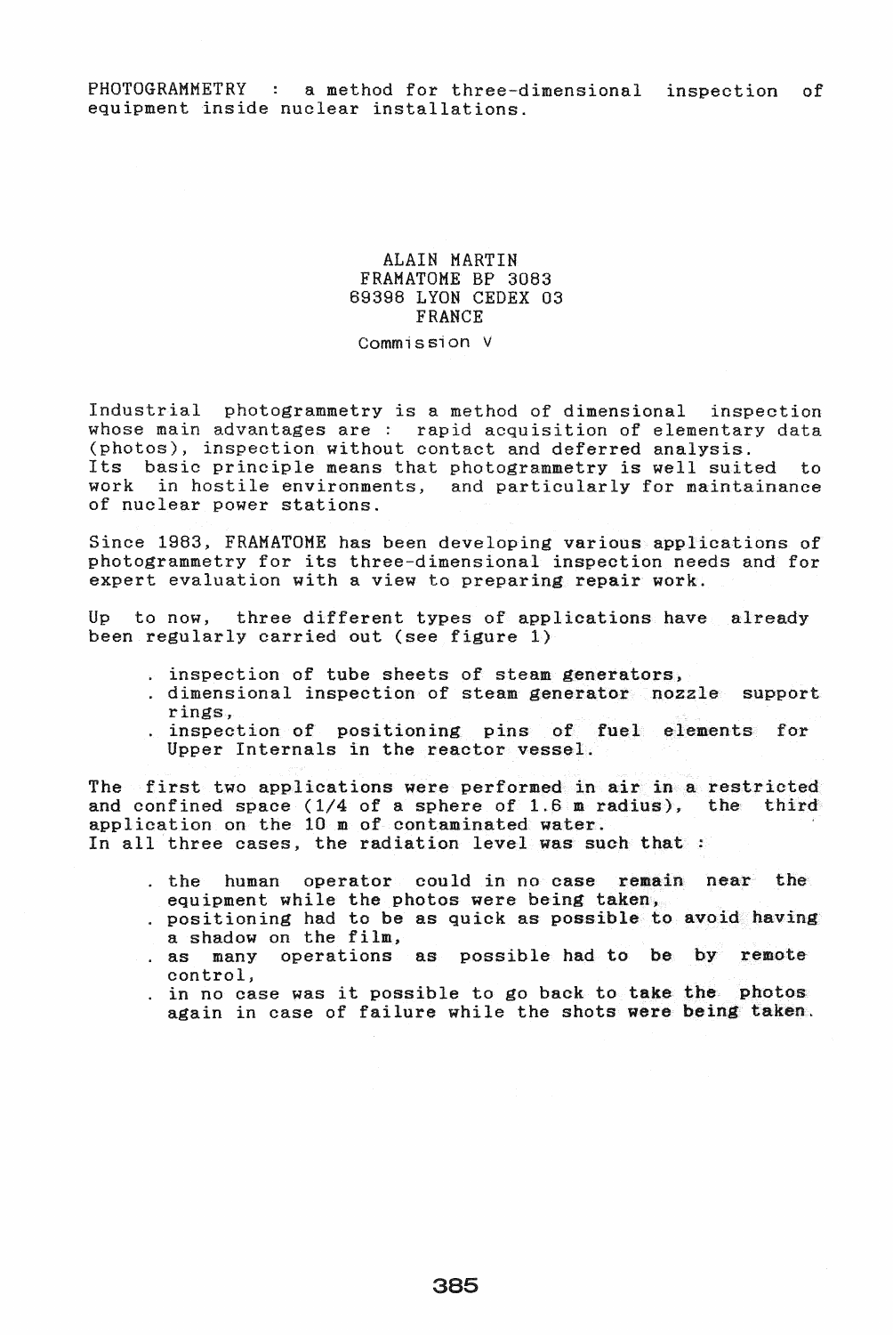# PHOTOGRAMMETRY : a method for three-dimensional inspection of equipment inside nuclear installations.

ALAIN MARTIN
FRAMATOME BP 3083
69398 LYON CEDEX 03
FRANCE

Commission V

Industrial photogrammetry is a method of dimensional inspection whose main advantages are : rapid acquisition of elementary data (photos), inspection without contact and deferred analysis.
Its basic principle means that photogrammetry is well suited to work in hostile environments, and particularly for maintainance of nuclear power stations.

Since 1983, FRAMATOME has been developing various applications of photogrammetry for its three-dimensional inspection needs and for expert evaluation with a view to preparing repair work.

Up to now, three different types of applications have already been regularly carried out (see figure 1)

- inspection of tube sheets of steam generators,
- dimensional inspection of steam generator nozzle support rings,
- inspection of positioning pins of fuel elements for Upper Internals in the reactor vessel.

The first two applications were performed in air in a restricted and confined space (1/4 of a sphere of 1.6 m radius), the third application on the 10 m of contaminated water.
In all three cases, the radiation level was such that :

- the human operator could in no case remain near the equipment while the photos were being taken,
- positioning had to be as quick as possible to avoid having a shadow on the film,
- as many operations as possible had to be by remote control,
- in no case was it possible to go back to take the photos again in case of failure while the shots were being taken.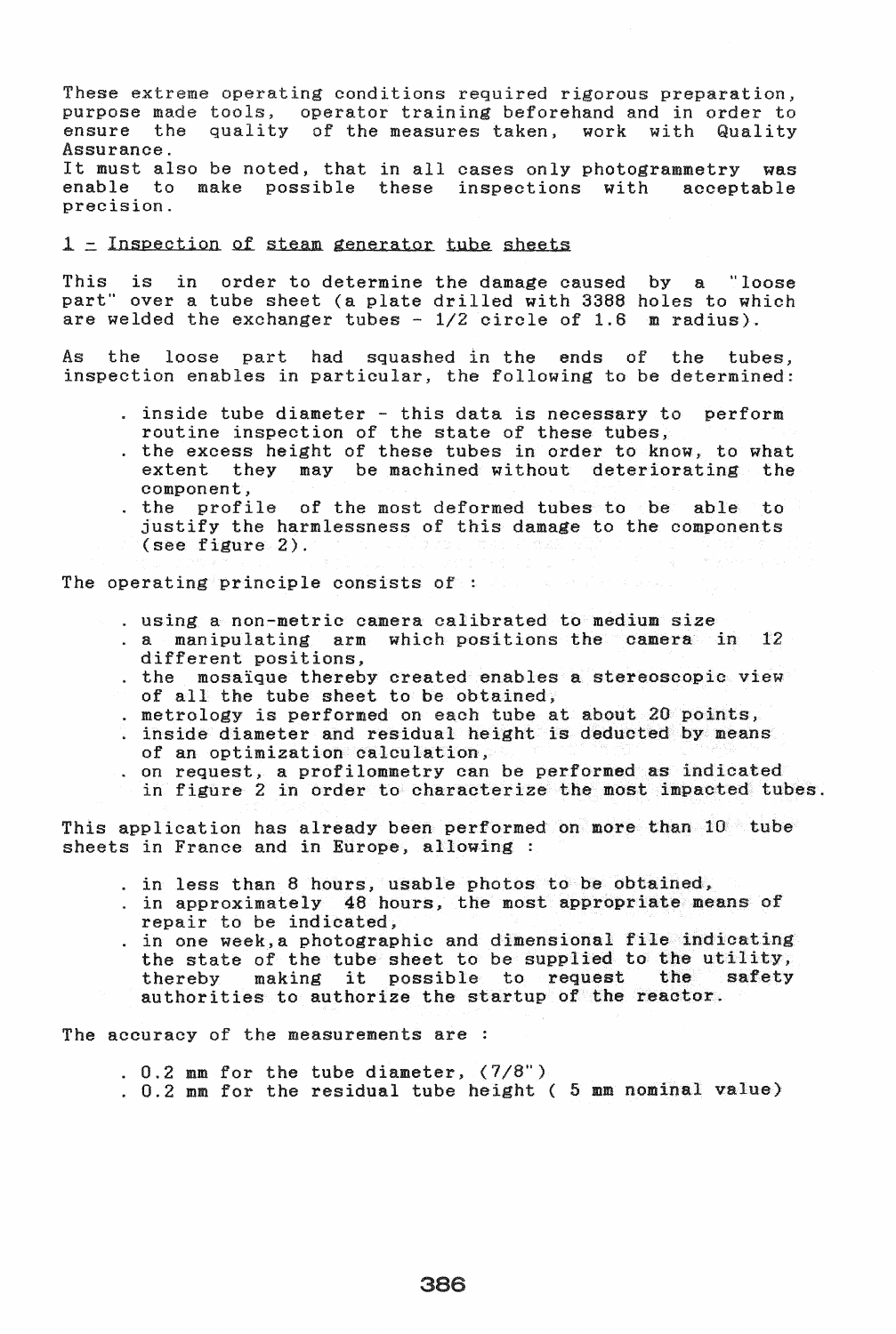These extreme operating conditions required rigorous preparation, purpose made tools, operator training beforehand and in order to ensure the quality of the measures taken, work with Quality Assurance.
It must also be noted, that in all cases only photogrammetry was enable to make possible these inspections with acceptable precision.

## 1 - Inspection of steam generator tube sheets

This is in order to determine the damage caused by a "loose part" over a tube sheet (a plate drilled with 3388 holes to which are welded the exchanger tubes - 1/2 circle of 1.6 m radius).

As the loose part had squashed in the ends of the tubes, inspection enables in particular, the following to be determined:

- . inside tube diameter - this data is necessary to perform routine inspection of the state of these tubes,
- . the excess height of these tubes in order to know, to what extent they may be machined without deteriorating the component,
- . the profile of the most deformed tubes to be able to justify the harmlessness of this damage to the components (see figure 2).

The operating principle consists of :

- . using a non-metric camera calibrated to medium size
- . a manipulating arm which positions the camera in 12 different positions,
- . the mosaïque thereby created enables a stereoscopic view of all the tube sheet to be obtained,
- . metrology is performed on each tube at about 20 points,
- . inside diameter and residual height is deducted by means of an optimization calculation,
- . on request, a profilommetry can be performed as indicated in figure 2 in order to characterize the most impacted tubes.

This application has already been performed on more than 10 tube sheets in France and in Europe, allowing :

- . in less than 8 hours, usable photos to be obtained,
- . in approximately 48 hours, the most appropriate means of repair to be indicated,
- . in one week, a photographic and dimensional file indicating the state of the tube sheet to be supplied to the utility, thereby making it possible to request the safety authorities to authorize the startup of the reactor.

The accuracy of the measurements are :

- . 0.2 mm for the tube diameter, (7/8")
- . 0.2 mm for the residual tube height ( 5 mm nominal value)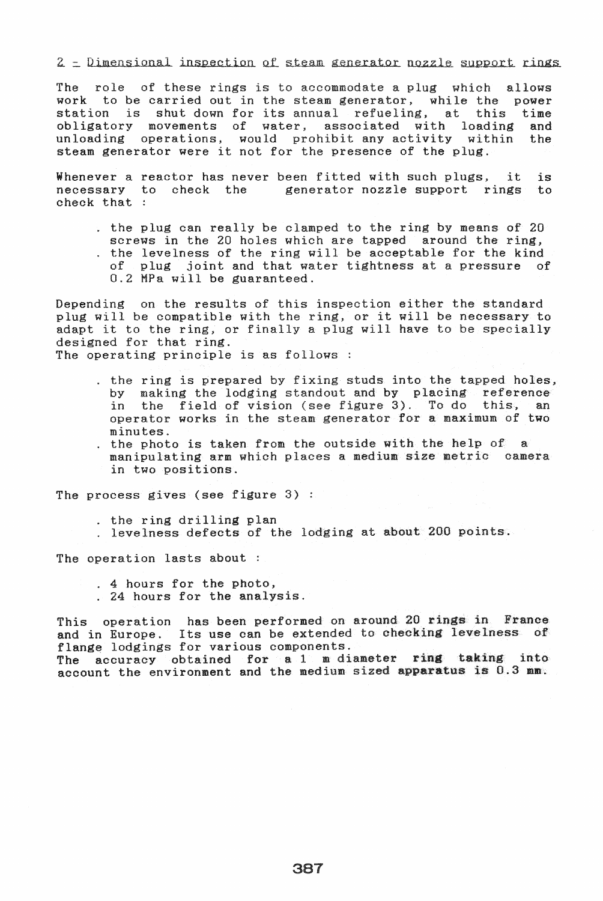## 2 - Dimensional inspection of steam generator nozzle support rings

The role of these rings is to accommodate a plug which allows work to be carried out in the steam generator, while the power station is shut down for its annual refueling, at this time obligatory movements of water, associated with loading and unloading operations, would prohibit any activity within the steam generator were it not for the presence of the plug.

Whenever a reactor has never been fitted with such plugs, it is necessary to check the generator nozzle support rings to check that :

- the plug can really be clamped to the ring by means of 20 screws in the 20 holes which are tapped around the ring,
- the levelness of the ring will be acceptable for the kind of plug joint and that water tightness at a pressure of 0.2 MPa will be guaranteed.

Depending on the results of this inspection either the standard plug will be compatible with the ring, or it will be necessary to adapt it to the ring, or finally a plug will have to be specially designed for that ring.
The operating principle is as follows :

- the ring is prepared by fixing studs into the tapped holes, by making the lodging standout and by placing reference in the field of vision (see figure 3). To do this, an operator works in the steam generator for a maximum of two minutes.
- the photo is taken from the outside with the help of a manipulating arm which places a medium size metric camera in two positions.

The process gives (see figure 3) :

- the ring drilling plan
- levelness defects of the lodging at about 200 points.

The operation lasts about :

- 4 hours for the photo,
- 24 hours for the analysis.

This operation has been performed on around 20 rings in France and in Europe. Its use can be extended to checking levelness of flange lodgings for various components.
The accuracy obtained for a 1 m diameter ring taking into account the environment and the medium sized apparatus is 0.3 mm.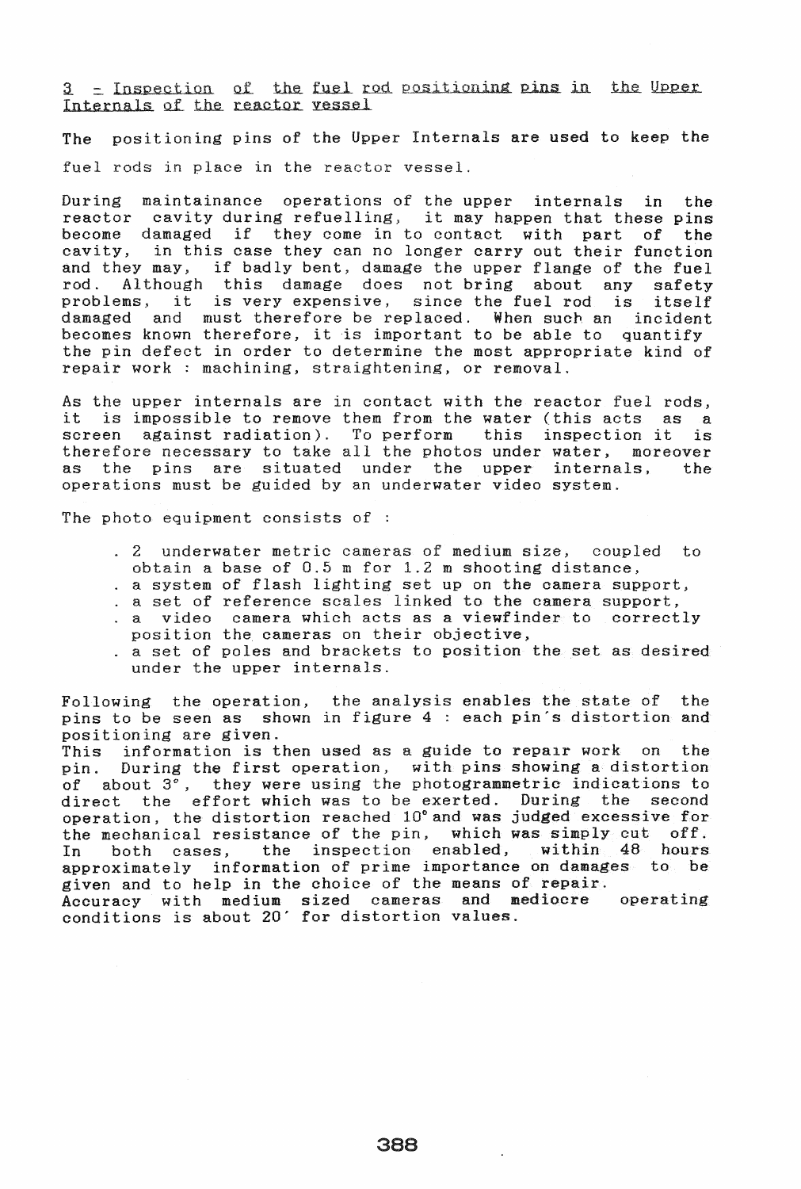## 3 - Inspection of the fuel rod positioning pins in the Upper Internals of the reactor vessel

The positioning pins of the Upper Internals are used to keep the fuel rods in place in the reactor vessel.

During maintainance operations of the upper internals in the reactor cavity during refuelling, it may happen that these pins become damaged if they come in to contact with part of the cavity, in this case they can no longer carry out their function and they may, if badly bent, damage the upper flange of the fuel rod. Although this damage does not bring about any safety problems, it is very expensive, since the fuel rod is itself damaged and must therefore be replaced. When such an incident becomes known therefore, it is important to be able to quantify the pin defect in order to determine the most appropriate kind of repair work : machining, straightening, or removal.

As the upper internals are in contact with the reactor fuel rods, it is impossible to remove them from the water (this acts as a screen against radiation). To perform this inspection it is therefore necessary to take all the photos under water, moreover as the pins are situated under the upper internals, the operations must be guided by an underwater video system.

The photo equipment consists of :

- 2 underwater metric cameras of medium size, coupled to obtain a base of 0.5 m for 1.2 m shooting distance,
- a system of flash lighting set up on the camera support,
- a set of reference scales linked to the camera support,
- a video camera which acts as a viewfinder to correctly position the cameras on their objective,
- a set of poles and brackets to position the set as desired under the upper internals.

Following the operation, the analysis enables the state of the pins to be seen as shown in figure 4 : each pin's distortion and positioning are given.
This information is then used as a guide to repair work on the pin. During the first operation, with pins showing a distortion of about 3°, they were using the photogrammetric indications to direct the effort which was to be exerted. During the second operation, the distortion reached 10° and was judged excessive for the mechanical resistance of the pin, which was simply cut off. In both cases, the inspection enabled, within 48 hours approximately information of prime importance on damages to be given and to help in the choice of the means of repair.
Accuracy with medium sized cameras and mediocre operating conditions is about 20′ for distortion values.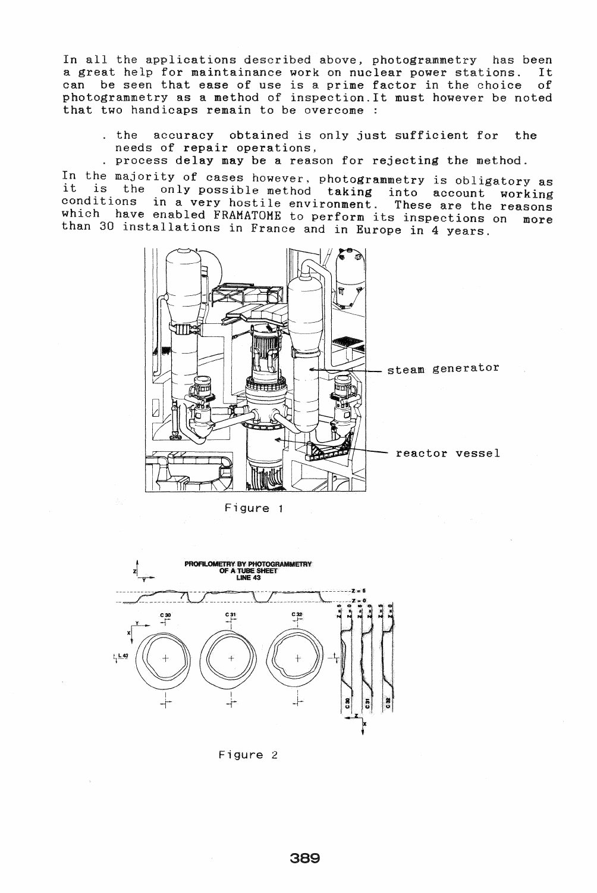In all the applications described above, photogrammetry has been a great help for maintainance work on nuclear power stations. It can be seen that ease of use is a prime factor in the choice of photogrammetry as a method of inspection. It must however be noted that two handicaps remain to be overcome :

- the accuracy obtained is only just sufficient for the needs of repair operations,
- process delay may be a reason for rejecting the method.

In the majority of cases however, photogrammetry is obligatory as it is the only possible method taking into account working conditions in a very hostile environment. These are the reasons which have enabled FRAMATOME to perform its inspections on more than 30 installations in France and in Europe in 4 years.

Figure 1

Figure 2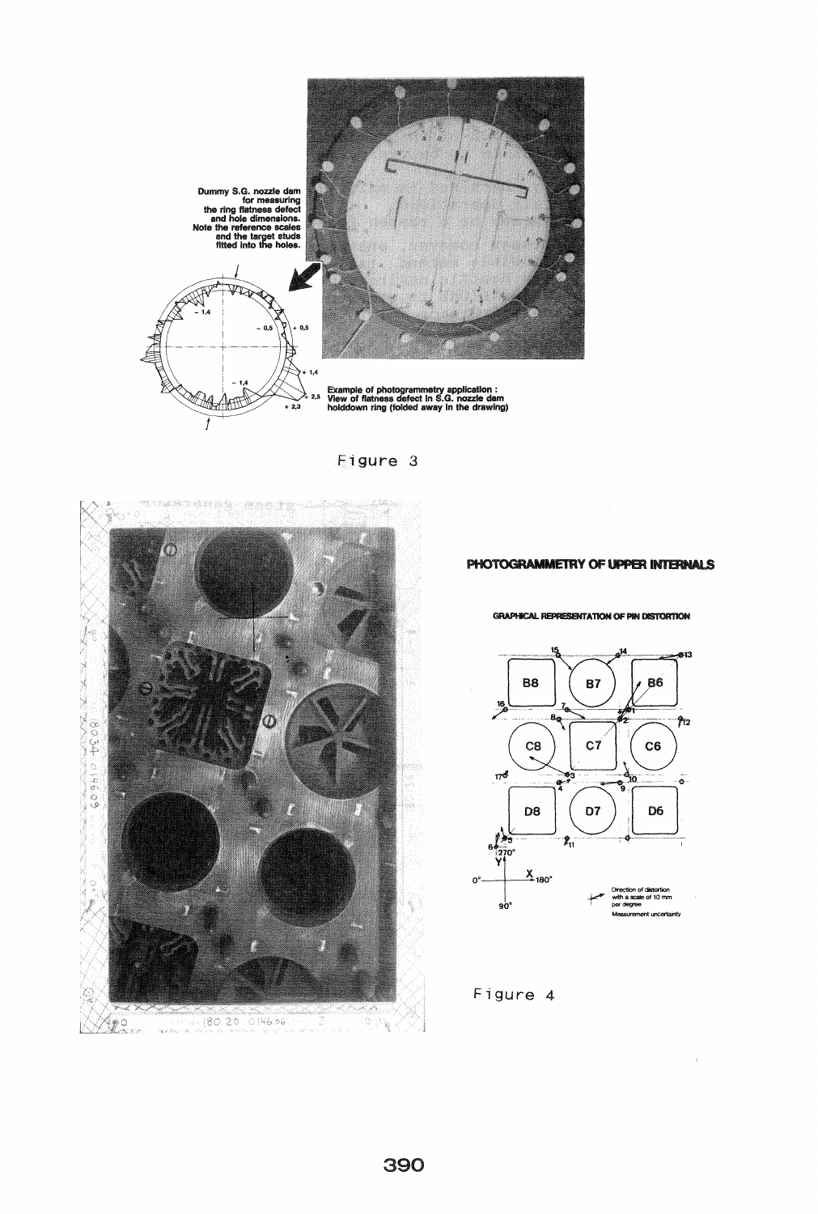Dummy S.G. nozzle dam for measuring the ring flatness defect and hole dimensions. Note the reference scales and the target studs fitted into the holes.

- 1,4

- 0,5

+ 0,5

- 1,4

+ 1,4

+ 2,5

+ 2,3

Example of photogrammetry application : View of flatness defect in S.G. nozzle dam holddown ring (folded away in the drawing)

Figure 3

PHOTOGRAMMETRY OF UPPER INTERNALS

GRAPHICAL REPRESENTATION OF PIN DISTORTION

B8 B7 B6

C8 C7 C6

D8 D7 D6

1 2 3 4 5 6 7 8 9 10 11 12 13 14 15 16 17

270°

Y

0° X 180°

90°

Direction of distortion with a scale of 10 mm per degree

Measurement uncertainty

Figure 4